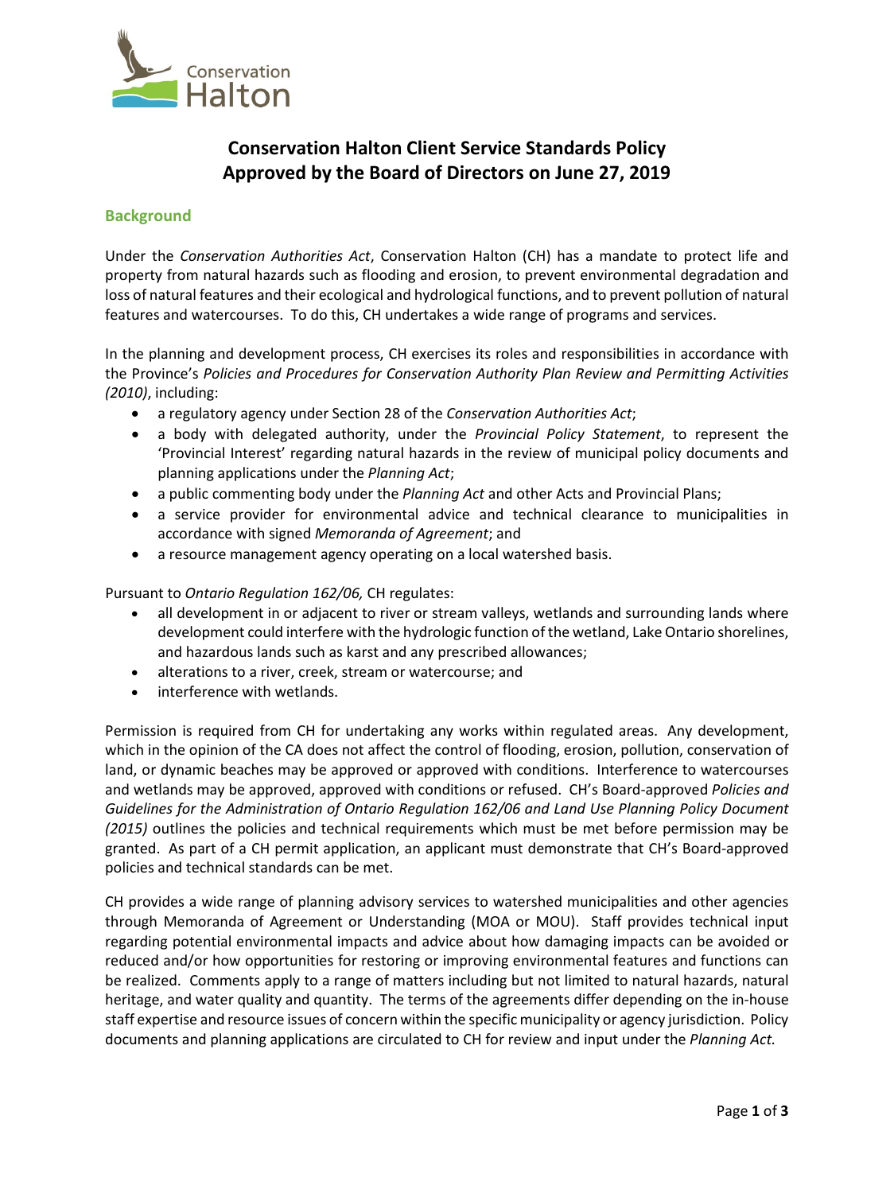# Conservation Halton Client Service Standards Policy
# Approved by the Board of Directors on June 27, 2019

## Background

Under the *Conservation Authorities Act*, Conservation Halton (CH) has a mandate to protect life and property from natural hazards such as flooding and erosion, to prevent environmental degradation and loss of natural features and their ecological and hydrological functions, and to prevent pollution of natural features and watercourses. To do this, CH undertakes a wide range of programs and services.

In the planning and development process, CH exercises its roles and responsibilities in accordance with the Province's *Policies and Procedures for Conservation Authority Plan Review and Permitting Activities (2010)*, including:

- a regulatory agency under Section 28 of the *Conservation Authorities Act*;
- a body with delegated authority, under the *Provincial Policy Statement*, to represent the 'Provincial Interest' regarding natural hazards in the review of municipal policy documents and planning applications under the *Planning Act*;
- a public commenting body under the *Planning Act* and other Acts and Provincial Plans;
- a service provider for environmental advice and technical clearance to municipalities in accordance with signed *Memoranda of Agreement*; and
- a resource management agency operating on a local watershed basis.

Pursuant to *Ontario Regulation 162/06,* CH regulates:

- all development in or adjacent to river or stream valleys, wetlands and surrounding lands where development could interfere with the hydrologic function of the wetland, Lake Ontario shorelines, and hazardous lands such as karst and any prescribed allowances;
- alterations to a river, creek, stream or watercourse; and
- interference with wetlands.

Permission is required from CH for undertaking any works within regulated areas. Any development, which in the opinion of the CA does not affect the control of flooding, erosion, pollution, conservation of land, or dynamic beaches may be approved or approved with conditions. Interference to watercourses and wetlands may be approved, approved with conditions or refused. CH's Board-approved *Policies and Guidelines for the Administration of Ontario Regulation 162/06 and Land Use Planning Policy Document (2015)* outlines the policies and technical requirements which must be met before permission may be granted. As part of a CH permit application, an applicant must demonstrate that CH's Board-approved policies and technical standards can be met.

CH provides a wide range of planning advisory services to watershed municipalities and other agencies through Memoranda of Agreement or Understanding (MOA or MOU). Staff provides technical input regarding potential environmental impacts and advice about how damaging impacts can be avoided or reduced and/or how opportunities for restoring or improving environmental features and functions can be realized. Comments apply to a range of matters including but not limited to natural hazards, natural heritage, and water quality and quantity. The terms of the agreements differ depending on the in-house staff expertise and resource issues of concern within the specific municipality or agency jurisdiction. Policy documents and planning applications are circulated to CH for review and input under the *Planning Act.*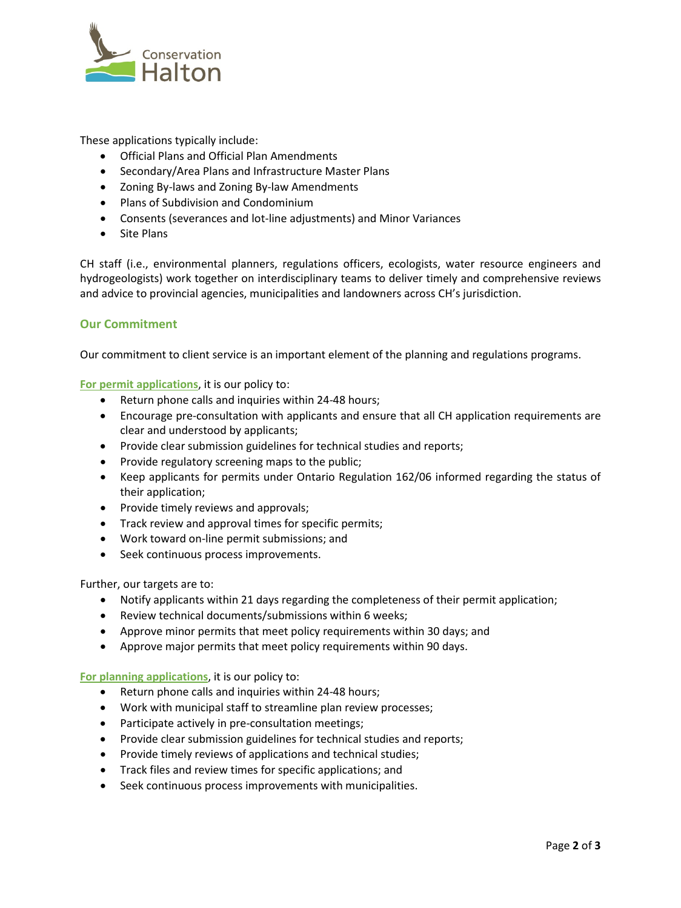These applications typically include:

- Official Plans and Official Plan Amendments
- Secondary/Area Plans and Infrastructure Master Plans
- Zoning By-laws and Zoning By-law Amendments
- Plans of Subdivision and Condominium
- Consents (severances and lot-line adjustments) and Minor Variances
- Site Plans

CH staff (i.e., environmental planners, regulations officers, ecologists, water resource engineers and hydrogeologists) work together on interdisciplinary teams to deliver timely and comprehensive reviews and advice to provincial agencies, municipalities and landowners across CH's jurisdiction.

## Our Commitment

Our commitment to client service is an important element of the planning and regulations programs.

**For permit applications**, it is our policy to:

- Return phone calls and inquiries within 24-48 hours;
- Encourage pre-consultation with applicants and ensure that all CH application requirements are clear and understood by applicants;
- Provide clear submission guidelines for technical studies and reports;
- Provide regulatory screening maps to the public;
- Keep applicants for permits under Ontario Regulation 162/06 informed regarding the status of their application;
- Provide timely reviews and approvals;
- Track review and approval times for specific permits;
- Work toward on-line permit submissions; and
- Seek continuous process improvements.

Further, our targets are to:

- Notify applicants within 21 days regarding the completeness of their permit application;
- Review technical documents/submissions within 6 weeks;
- Approve minor permits that meet policy requirements within 30 days; and
- Approve major permits that meet policy requirements within 90 days.

**For planning applications**, it is our policy to:

- Return phone calls and inquiries within 24-48 hours;
- Work with municipal staff to streamline plan review processes;
- Participate actively in pre-consultation meetings;
- Provide clear submission guidelines for technical studies and reports;
- Provide timely reviews of applications and technical studies;
- Track files and review times for specific applications; and
- Seek continuous process improvements with municipalities.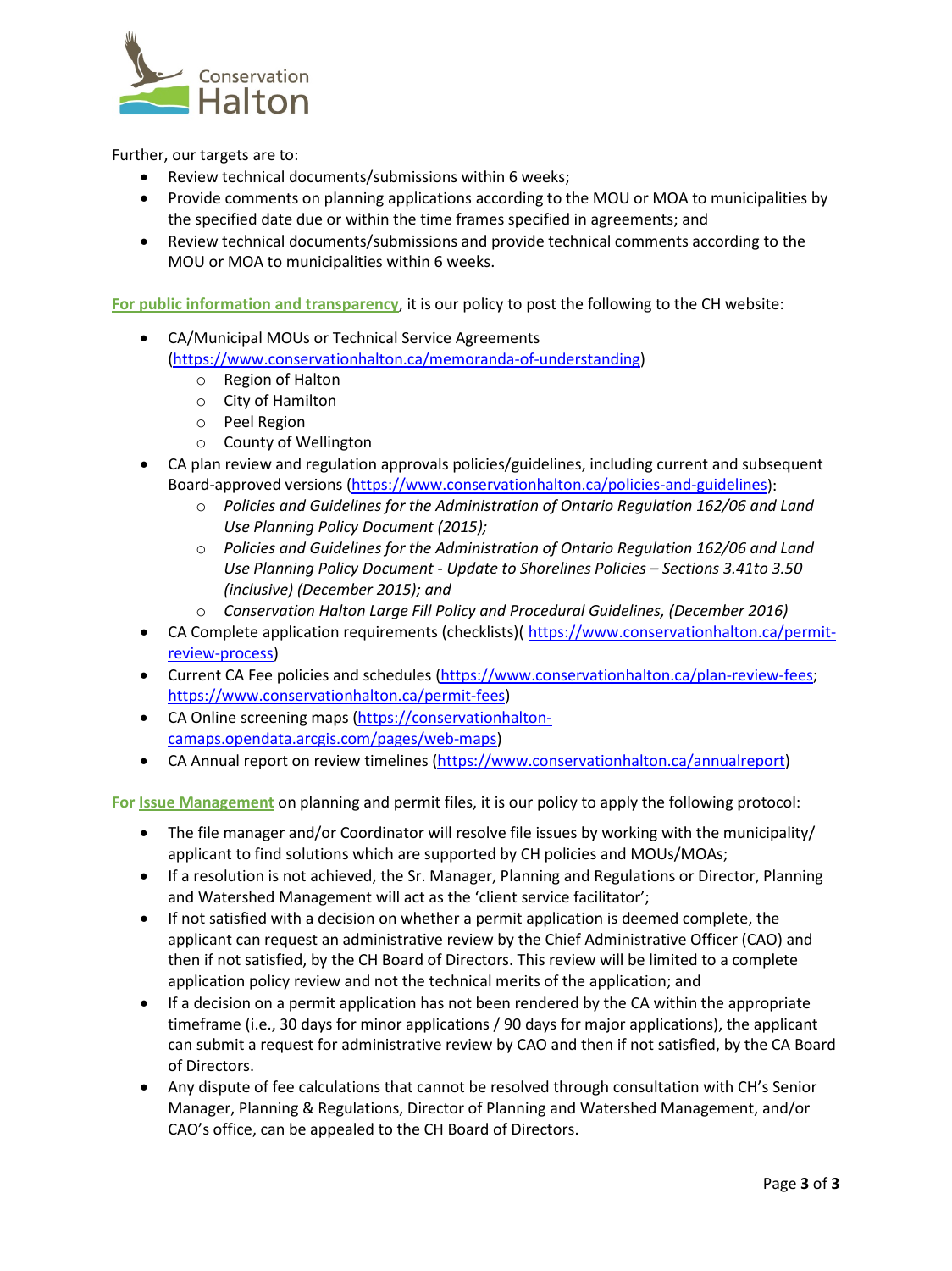Further, our targets are to:

- Review technical documents/submissions within 6 weeks;
- Provide comments on planning applications according to the MOU or MOA to municipalities by the specified date due or within the time frames specified in agreements; and
- Review technical documents/submissions and provide technical comments according to the MOU or MOA to municipalities within 6 weeks.

**For public information and transparency**, it is our policy to post the following to the CH website:

- CA/Municipal MOUs or Technical Service Agreements (https://www.conservationhalton.ca/memoranda-of-understanding)
  - Region of Halton
  - City of Hamilton
  - Peel Region
  - County of Wellington
- CA plan review and regulation approvals policies/guidelines, including current and subsequent Board-approved versions (https://www.conservationhalton.ca/policies-and-guidelines):
  - *Policies and Guidelines for the Administration of Ontario Regulation 162/06 and Land Use Planning Policy Document (2015);*
  - *Policies and Guidelines for the Administration of Ontario Regulation 162/06 and Land Use Planning Policy Document - Update to Shorelines Policies – Sections 3.41to 3.50 (inclusive) (December 2015); and*
  - *Conservation Halton Large Fill Policy and Procedural Guidelines, (December 2016)*
- CA Complete application requirements (checklists)( https://www.conservationhalton.ca/permit-review-process)
- Current CA Fee policies and schedules (https://www.conservationhalton.ca/plan-review-fees; https://www.conservationhalton.ca/permit-fees)
- CA Online screening maps (https://conservationhalton-camaps.opendata.arcgis.com/pages/web-maps)
- CA Annual report on review timelines (https://www.conservationhalton.ca/annualreport)

**For Issue Management** on planning and permit files, it is our policy to apply the following protocol:

- The file manager and/or Coordinator will resolve file issues by working with the municipality/ applicant to find solutions which are supported by CH policies and MOUs/MOAs;
- If a resolution is not achieved, the Sr. Manager, Planning and Regulations or Director, Planning and Watershed Management will act as the 'client service facilitator';
- If not satisfied with a decision on whether a permit application is deemed complete, the applicant can request an administrative review by the Chief Administrative Officer (CAO) and then if not satisfied, by the CH Board of Directors. This review will be limited to a complete application policy review and not the technical merits of the application; and
- If a decision on a permit application has not been rendered by the CA within the appropriate timeframe (i.e., 30 days for minor applications / 90 days for major applications), the applicant can submit a request for administrative review by CAO and then if not satisfied, by the CA Board of Directors.
- Any dispute of fee calculations that cannot be resolved through consultation with CH's Senior Manager, Planning & Regulations, Director of Planning and Watershed Management, and/or CAO's office, can be appealed to the CH Board of Directors.